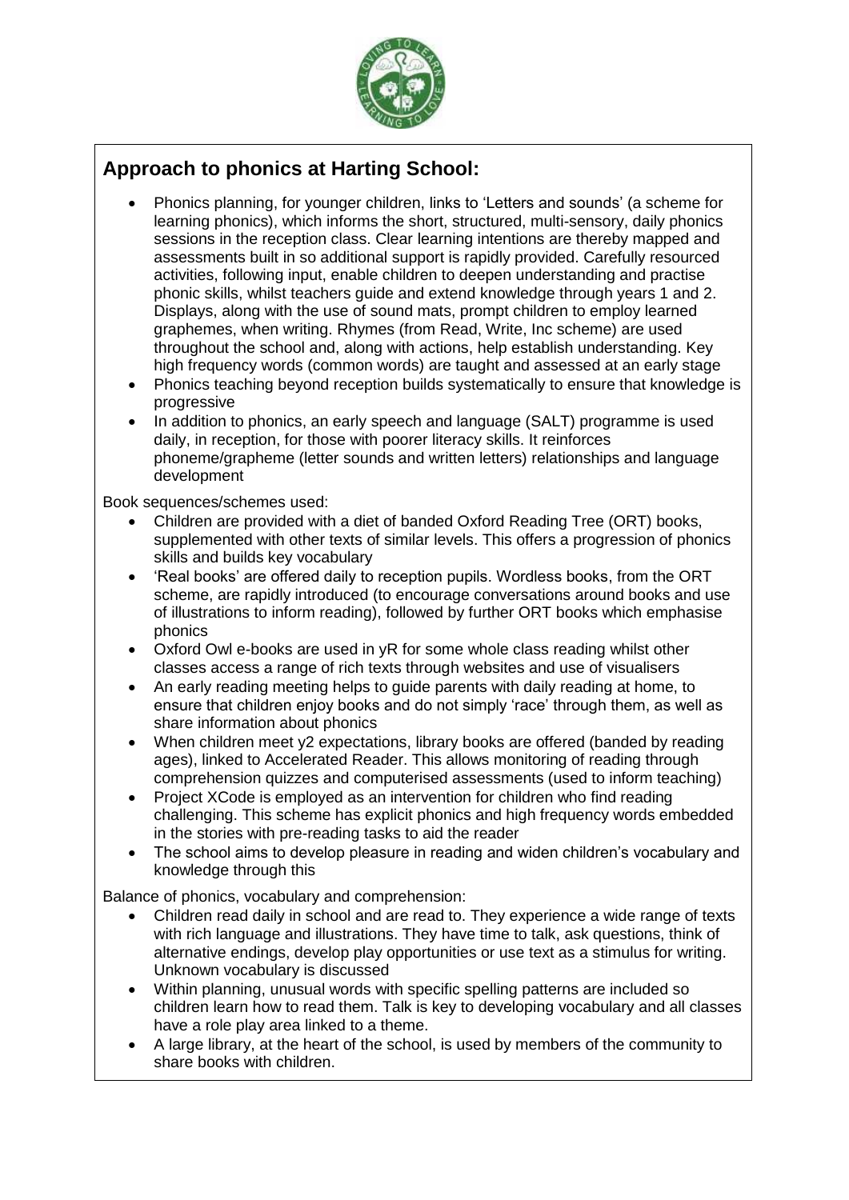## Approach to phonics at Harting School:

- Phonics planning, for younger children, links to 'Letters and sounds' (a scheme for learning phonics), which informs the short, structured, multi-sensory, daily phonics sessions in the reception class. Clear learning intentions are thereby mapped and assessments built in so additional support is rapidly provided. Carefully resourced activities, following input, enable children to deepen understanding and practise phonic skills, whilst teachers guide and extend knowledge through years 1 and 2. Displays, along with the use of sound mats, prompt children to employ learned graphemes, when writing. Rhymes (from Read, Write, Inc scheme) are used throughout the school and, along with actions, help establish understanding. Key high frequency words (common words) are taught and assessed at an early stage
- Phonics teaching beyond reception builds systematically to ensure that knowledge is progressive
- In addition to phonics, an early speech and language (SALT) programme is used daily, in reception, for those with poorer literacy skills. It reinforces phoneme/grapheme (letter sounds and written letters) relationships and language development

Book sequences/schemes used:

- Children are provided with a diet of banded Oxford Reading Tree (ORT) books, supplemented with other texts of similar levels. This offers a progression of phonics skills and builds key vocabulary
- 'Real books' are offered daily to reception pupils. Wordless books, from the ORT scheme, are rapidly introduced (to encourage conversations around books and use of illustrations to inform reading), followed by further ORT books which emphasise phonics
- Oxford Owl e-books are used in yR for some whole class reading whilst other classes access a range of rich texts through websites and use of visualisers
- An early reading meeting helps to guide parents with daily reading at home, to ensure that children enjoy books and do not simply 'race' through them, as well as share information about phonics
- When children meet y2 expectations, library books are offered (banded by reading ages), linked to Accelerated Reader. This allows monitoring of reading through comprehension quizzes and computerised assessments (used to inform teaching)
- Project XCode is employed as an intervention for children who find reading challenging. This scheme has explicit phonics and high frequency words embedded in the stories with pre-reading tasks to aid the reader
- The school aims to develop pleasure in reading and widen children's vocabulary and knowledge through this

Balance of phonics, vocabulary and comprehension:

- Children read daily in school and are read to. They experience a wide range of texts with rich language and illustrations. They have time to talk, ask questions, think of alternative endings, develop play opportunities or use text as a stimulus for writing. Unknown vocabulary is discussed
- Within planning, unusual words with specific spelling patterns are included so children learn how to read them. Talk is key to developing vocabulary and all classes have a role play area linked to a theme.
- A large library, at the heart of the school, is used by members of the community to share books with children.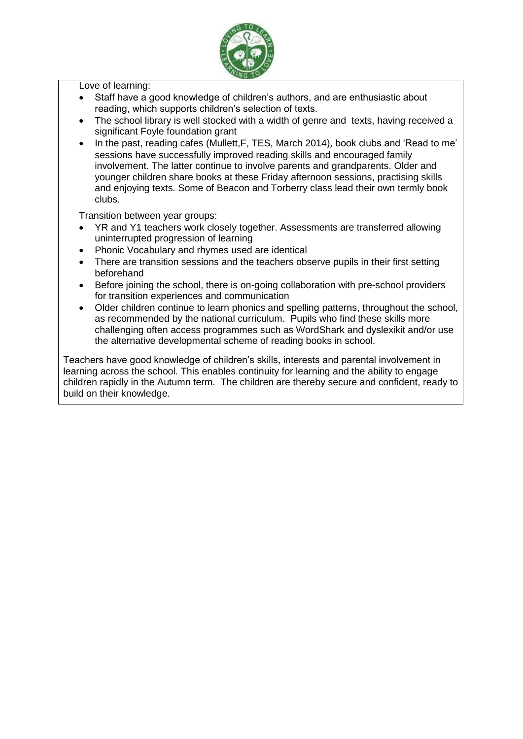Love of learning:

- Staff have a good knowledge of children's authors, and are enthusiastic about reading, which supports children's selection of texts.
- The school library is well stocked with a width of genre and texts, having received a significant Foyle foundation grant
- In the past, reading cafes (Mullett,F, TES, March 2014), book clubs and 'Read to me' sessions have successfully improved reading skills and encouraged family involvement. The latter continue to involve parents and grandparents. Older and younger children share books at these Friday afternoon sessions, practising skills and enjoying texts. Some of Beacon and Torberry class lead their own termly book clubs.

Transition between year groups:

- YR and Y1 teachers work closely together. Assessments are transferred allowing uninterrupted progression of learning
- Phonic Vocabulary and rhymes used are identical
- There are transition sessions and the teachers observe pupils in their first setting beforehand
- Before joining the school, there is on-going collaboration with pre-school providers for transition experiences and communication
- Older children continue to learn phonics and spelling patterns, throughout the school, as recommended by the national curriculum. Pupils who find these skills more challenging often access programmes such as WordShark and dyslexikit and/or use the alternative developmental scheme of reading books in school.

Teachers have good knowledge of children's skills, interests and parental involvement in learning across the school. This enables continuity for learning and the ability to engage children rapidly in the Autumn term. The children are thereby secure and confident, ready to build on their knowledge.